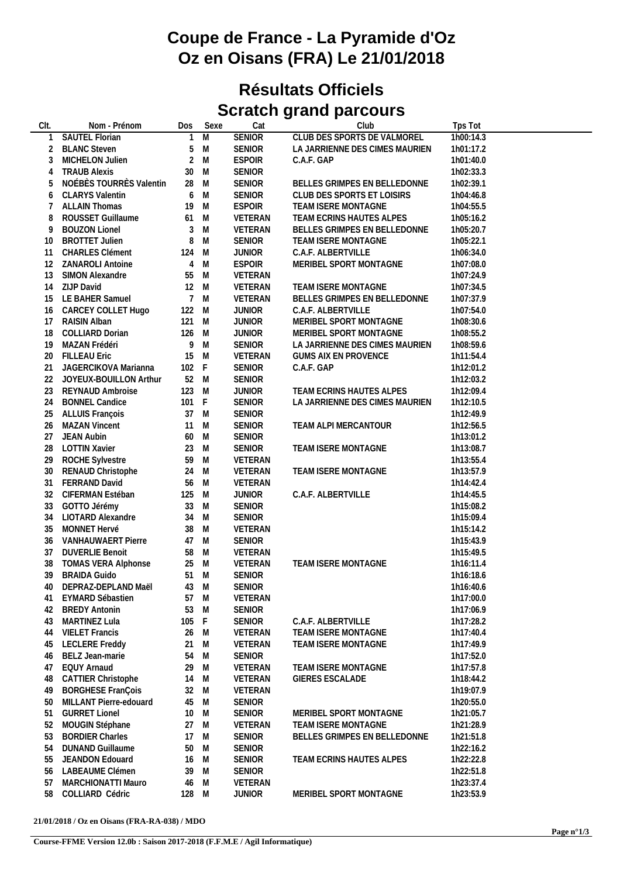# Coupe de France - La Pyramide d'Oz
# Oz en Oisans (FRA) Le 21/01/2018

## Résultats Officiels
## Scratch grand parcours

| Clt. | Nom - Prénom | Dos | Sexe | Cat | Club | Tps Tot |
|---|---|---|---|---|---|---|
| 1 | SAUTEL Florian | 1 | M | SENIOR | CLUB DES SPORTS DE VALMOREL | 1h00:14.3 |
| 2 | BLANC Steven | 5 | M | SENIOR | LA JARRIENNE DES CIMES MAURIEN | 1h01:17.2 |
| 3 | MICHELON Julien | 2 | M | ESPOIR | C.A.F. GAP | 1h01:40.0 |
| 4 | TRAUB Alexis | 30 | M | SENIOR | | 1h02:33.3 |
| 5 | NOÉBÈS TOURRÈS Valentin | 28 | M | SENIOR | BELLES GRIMPES EN BELLEDONNE | 1h02:39.1 |
| 6 | CLARYS Valentin | 6 | M | SENIOR | CLUB DES SPORTS ET LOISIRS | 1h04:46.8 |
| 7 | ALLAIN Thomas | 19 | M | ESPOIR | TEAM ISERE MONTAGNE | 1h04:55.5 |
| 8 | ROUSSET Guillaume | 61 | M | VETERAN | TEAM ECRINS HAUTES ALPES | 1h05:16.2 |
| 9 | BOUZON Lionel | 3 | M | VETERAN | BELLES GRIMPES EN BELLEDONNE | 1h05:20.7 |
| 10 | BROTTET Julien | 8 | M | SENIOR | TEAM ISERE MONTAGNE | 1h05:22.1 |
| 11 | CHARLES Clément | 124 | M | JUNIOR | C.A.F. ALBERTVILLE | 1h06:34.0 |
| 12 | ZANAROLI Antoine | 4 | M | ESPOIR | MERIBEL SPORT MONTAGNE | 1h07:08.0 |
| 13 | SIMON Alexandre | 55 | M | VETERAN | | 1h07:24.9 |
| 14 | ZIJP David | 12 | M | VETERAN | TEAM ISERE MONTAGNE | 1h07:34.5 |
| 15 | LE BAHER Samuel | 7 | M | VETERAN | BELLES GRIMPES EN BELLEDONNE | 1h07:37.9 |
| 16 | CARCEY COLLET Hugo | 122 | M | JUNIOR | C.A.F. ALBERTVILLE | 1h07:54.0 |
| 17 | RAISIN Alban | 121 | M | JUNIOR | MERIBEL SPORT MONTAGNE | 1h08:30.6 |
| 18 | COLLIARD Dorian | 126 | M | JUNIOR | MERIBEL SPORT MONTAGNE | 1h08:55.2 |
| 19 | MAZAN Frédéri | 9 | M | SENIOR | LA JARRIENNE DES CIMES MAURIEN | 1h08:59.6 |
| 20 | FILLEAU Eric | 15 | M | VETERAN | GUMS AIX EN PROVENCE | 1h11:54.4 |
| 21 | JAGERCIKOVA Marianna | 102 | F | SENIOR | C.A.F. GAP | 1h12:01.2 |
| 22 | JOYEUX-BOUILLON Arthur | 52 | M | SENIOR | | 1h12:03.2 |
| 23 | REYNAUD Ambroise | 123 | M | JUNIOR | TEAM ECRINS HAUTES ALPES | 1h12:09.4 |
| 24 | BONNEL Candice | 101 | F | SENIOR | LA JARRIENNE DES CIMES MAURIEN | 1h12:10.5 |
| 25 | ALLUIS François | 37 | M | SENIOR | | 1h12:49.9 |
| 26 | MAZAN Vincent | 11 | M | SENIOR | TEAM ALPI MERCANTOUR | 1h12:56.5 |
| 27 | JEAN Aubin | 60 | M | SENIOR | | 1h13:01.2 |
| 28 | LOTTIN Xavier | 23 | M | SENIOR | TEAM ISERE MONTAGNE | 1h13:08.7 |
| 29 | ROCHE Sylvestre | 59 | M | VETERAN | | 1h13:55.4 |
| 30 | RENAUD Christophe | 24 | M | VETERAN | TEAM ISERE MONTAGNE | 1h13:57.9 |
| 31 | FERRAND David | 56 | M | VETERAN | | 1h14:42.4 |
| 32 | CIFERMAN Estéban | 125 | M | JUNIOR | C.A.F. ALBERTVILLE | 1h14:45.5 |
| 33 | GOTTO Jérémy | 33 | M | SENIOR | | 1h15:08.2 |
| 34 | LIOTARD Alexandre | 34 | M | SENIOR | | 1h15:09.4 |
| 35 | MONNET Hervé | 38 | M | VETERAN | | 1h15:14.2 |
| 36 | VANHAUWAERT Pierre | 47 | M | SENIOR | | 1h15:43.9 |
| 37 | DUVERLIE Benoit | 58 | M | VETERAN | | 1h15:49.5 |
| 38 | TOMAS VERA Alphonse | 25 | M | VETERAN | TEAM ISERE MONTAGNE | 1h16:11.4 |
| 39 | BRAIDA Guido | 51 | M | SENIOR | | 1h16:18.6 |
| 40 | DEPRAZ-DEPLAND Maël | 43 | M | SENIOR | | 1h16:40.6 |
| 41 | EYMARD Sébastien | 57 | M | VETERAN | | 1h17:00.0 |
| 42 | BREDY Antonin | 53 | M | SENIOR | | 1h17:06.9 |
| 43 | MARTINEZ Lula | 105 | F | SENIOR | C.A.F. ALBERTVILLE | 1h17:28.2 |
| 44 | VIELET Francis | 26 | M | VETERAN | TEAM ISERE MONTAGNE | 1h17:40.4 |
| 45 | LECLERE Freddy | 21 | M | VETERAN | TEAM ISERE MONTAGNE | 1h17:49.9 |
| 46 | BELZ Jean-marie | 54 | M | SENIOR | | 1h17:52.0 |
| 47 | EQUY Arnaud | 29 | M | VETERAN | TEAM ISERE MONTAGNE | 1h17:57.8 |
| 48 | CATTIER Christophe | 14 | M | VETERAN | GIERES ESCALADE | 1h18:44.2 |
| 49 | BORGHESE FranÇois | 32 | M | VETERAN | | 1h19:07.9 |
| 50 | MILLANT Pierre-edouard | 45 | M | SENIOR | | 1h20:55.0 |
| 51 | GURRET Lionel | 10 | M | SENIOR | MERIBEL SPORT MONTAGNE | 1h21:05.7 |
| 52 | MOUGIN Stéphane | 27 | M | VETERAN | TEAM ISERE MONTAGNE | 1h21:28.9 |
| 53 | BORDIER Charles | 17 | M | SENIOR | BELLES GRIMPES EN BELLEDONNE | 1h21:51.8 |
| 54 | DUNAND Guillaume | 50 | M | SENIOR | | 1h22:16.2 |
| 55 | JEANDON Edouard | 16 | M | SENIOR | TEAM ECRINS HAUTES ALPES | 1h22:22.8 |
| 56 | LABEAUME Clémen | 39 | M | SENIOR | | 1h22:51.8 |
| 57 | MARCHIONATTI Mauro | 46 | M | VETERAN | | 1h23:37.4 |
| 58 | COLLIARD Cédric | 128 | M | JUNIOR | MERIBEL SPORT MONTAGNE | 1h23:53.9 |

**21/01/2018 / Oz en Oisans (FRA-RA-038) / MDO**

**Course-FFME Version 12.0b : Saison 2017-2018 (F.F.M.E / Agil Informatique)**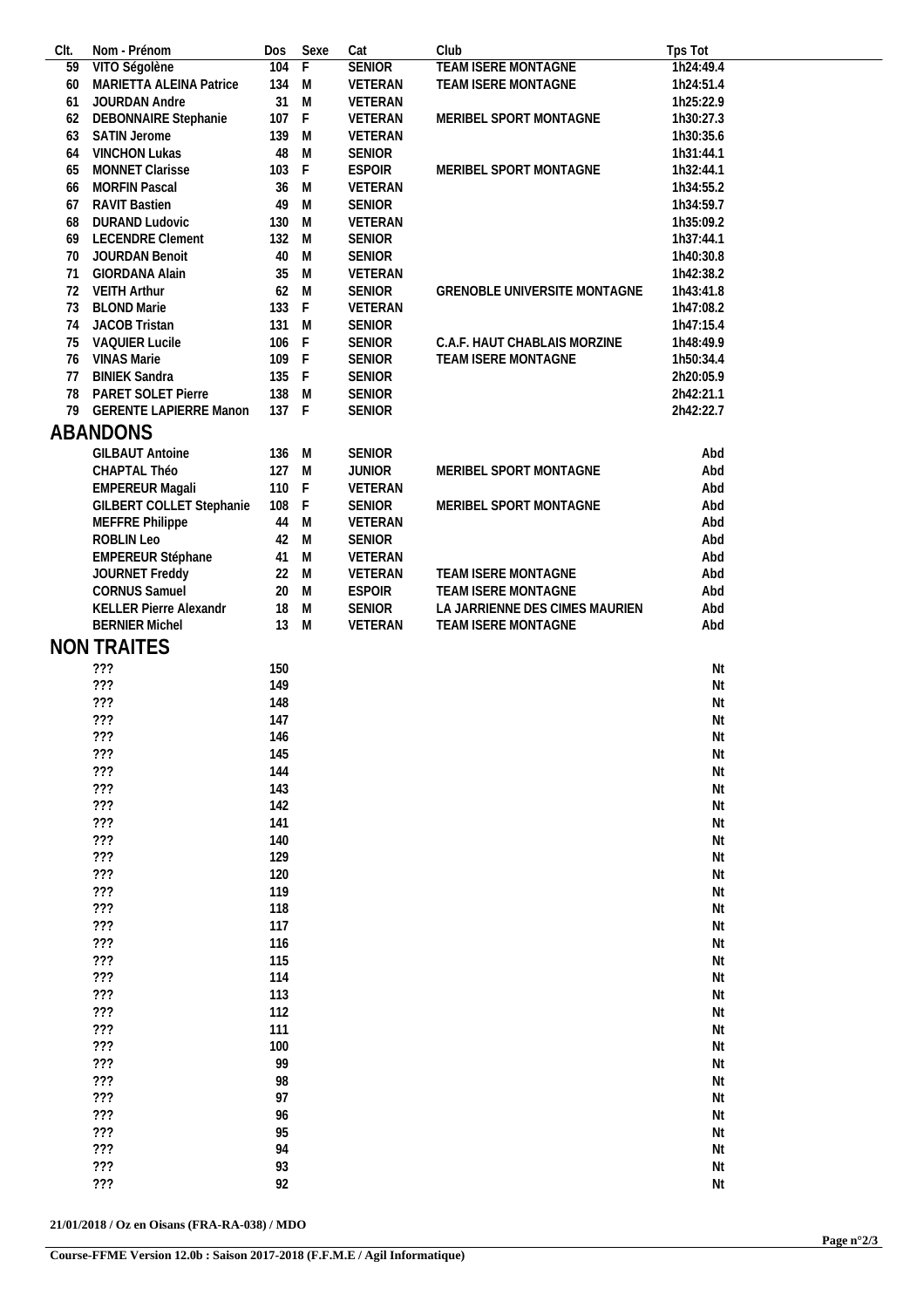| Clt. | Nom - Prénom | Dos | Sexe | Cat | Club | Tps Tot |
|---|---|---|---|---|---|---|
| 59 | VITO Ségolène | 104 | F | SENIOR | TEAM ISERE MONTAGNE | 1h24:49.4 |
| 60 | MARIETTA ALEINA Patrice | 134 | M | VETERAN | TEAM ISERE MONTAGNE | 1h24:51.4 |
| 61 | JOURDAN Andre | 31 | M | VETERAN | | 1h25:22.9 |
| 62 | DEBONNAIRE Stephanie | 107 | F | VETERAN | MERIBEL SPORT MONTAGNE | 1h30:27.3 |
| 63 | SATIN Jerome | 139 | M | VETERAN | | 1h30:35.6 |
| 64 | VINCHON Lukas | 48 | M | SENIOR | | 1h31:44.1 |
| 65 | MONNET Clarisse | 103 | F | ESPOIR | MERIBEL SPORT MONTAGNE | 1h32:44.1 |
| 66 | MORFIN Pascal | 36 | M | VETERAN | | 1h34:55.2 |
| 67 | RAVIT Bastien | 49 | M | SENIOR | | 1h34:59.7 |
| 68 | DURAND Ludovic | 130 | M | VETERAN | | 1h35:09.2 |
| 69 | LECENDRE Clement | 132 | M | SENIOR | | 1h37:44.1 |
| 70 | JOURDAN Benoit | 40 | M | SENIOR | | 1h40:30.8 |
| 71 | GIORDANA Alain | 35 | M | VETERAN | | 1h42:38.2 |
| 72 | VEITH Arthur | 62 | M | SENIOR | GRENOBLE UNIVERSITE MONTAGNE | 1h43:41.8 |
| 73 | BLOND Marie | 133 | F | VETERAN | | 1h47:08.2 |
| 74 | JACOB Tristan | 131 | M | SENIOR | | 1h47:15.4 |
| 75 | VAQUIER Lucile | 106 | F | SENIOR | C.A.F. HAUT CHABLAIS MORZINE | 1h48:49.9 |
| 76 | VINAS Marie | 109 | F | SENIOR | TEAM ISERE MONTAGNE | 1h50:34.4 |
| 77 | BINIEK Sandra | 135 | F | SENIOR | | 2h20:05.9 |
| 78 | PARET SOLET Pierre | 138 | M | SENIOR | | 2h42:21.1 |
| 79 | GERENTE LAPIERRE Manon | 137 | F | SENIOR | | 2h42:22.7 |

## ABANDONS

| Clt. | Nom - Prénom | Dos | Sexe | Cat | Club | Tps Tot |
|---|---|---|---|---|---|---|
| | GILBAUT Antoine | 136 | M | SENIOR | | Abd |
| | CHAPTAL Théo | 127 | M | JUNIOR | MERIBEL SPORT MONTAGNE | Abd |
| | EMPEREUR Magali | 110 | F | VETERAN | | Abd |
| | GILBERT COLLET Stephanie | 108 | F | SENIOR | MERIBEL SPORT MONTAGNE | Abd |
| | MEFFRE Philippe | 44 | M | VETERAN | | Abd |
| | ROBLIN Leo | 42 | M | SENIOR | | Abd |
| | EMPEREUR Stéphane | 41 | M | VETERAN | | Abd |
| | JOURNET Freddy | 22 | M | VETERAN | TEAM ISERE MONTAGNE | Abd |
| | CORNUS Samuel | 20 | M | ESPOIR | TEAM ISERE MONTAGNE | Abd |
| | KELLER Pierre Alexandr | 18 | M | SENIOR | LA JARRIENNE DES CIMES MAURIEN | Abd |
| | BERNIER Michel | 13 | M | VETERAN | TEAM ISERE MONTAGNE | Abd |

## NON TRAITES

| Clt. | Nom - Prénom | Dos | Sexe | Cat | Club | Tps Tot |
|---|---|---|---|---|---|---|
| | ??? | 150 | | | | Nt |
| | ??? | 149 | | | | Nt |
| | ??? | 148 | | | | Nt |
| | ??? | 147 | | | | Nt |
| | ??? | 146 | | | | Nt |
| | ??? | 145 | | | | Nt |
| | ??? | 144 | | | | Nt |
| | ??? | 143 | | | | Nt |
| | ??? | 142 | | | | Nt |
| | ??? | 141 | | | | Nt |
| | ??? | 140 | | | | Nt |
| | ??? | 129 | | | | Nt |
| | ??? | 120 | | | | Nt |
| | ??? | 119 | | | | Nt |
| | ??? | 118 | | | | Nt |
| | ??? | 117 | | | | Nt |
| | ??? | 116 | | | | Nt |
| | ??? | 115 | | | | Nt |
| | ??? | 114 | | | | Nt |
| | ??? | 113 | | | | Nt |
| | ??? | 112 | | | | Nt |
| | ??? | 111 | | | | Nt |
| | ??? | 100 | | | | Nt |
| | ??? | 99 | | | | Nt |
| | ??? | 98 | | | | Nt |
| | ??? | 97 | | | | Nt |
| | ??? | 96 | | | | Nt |
| | ??? | 95 | | | | Nt |
| | ??? | 94 | | | | Nt |
| | ??? | 93 | | | | Nt |
| | ??? | 92 | | | | Nt |

**21/01/2018 / Oz en Oisans (FRA-RA-038) / MDO**

**Course-FFME Version 12.0b : Saison 2017-2018 (F.F.M.E / Agil Informatique)**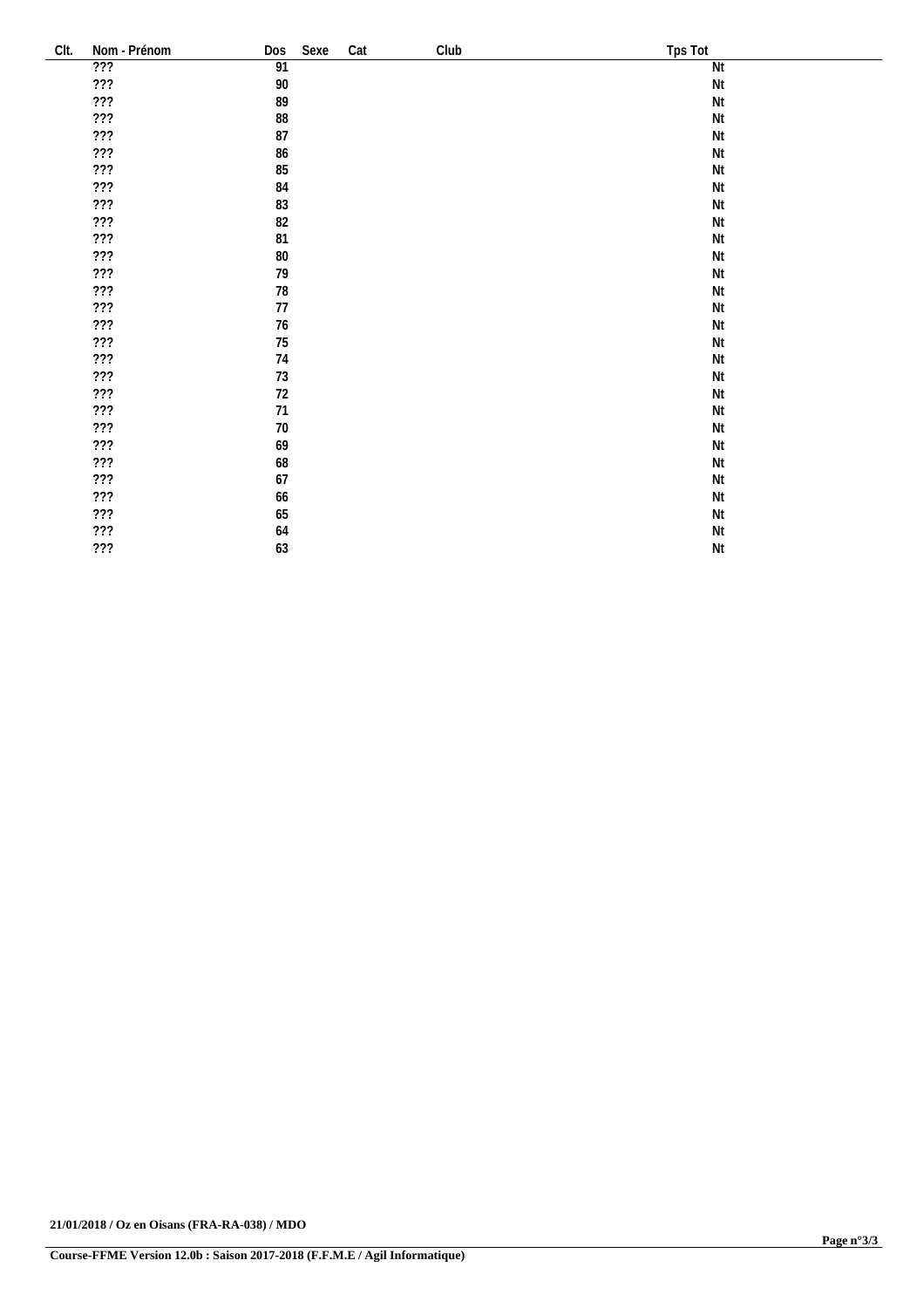| Clt. | Nom - Prénom | Dos | Sexe | Cat | Club | Tps Tot |
|---|---|---|---|---|---|---|
| | ??? | 91 | | | | Nt |
| | ??? | 90 | | | | Nt |
| | ??? | 89 | | | | Nt |
| | ??? | 88 | | | | Nt |
| | ??? | 87 | | | | Nt |
| | ??? | 86 | | | | Nt |
| | ??? | 85 | | | | Nt |
| | ??? | 84 | | | | Nt |
| | ??? | 83 | | | | Nt |
| | ??? | 82 | | | | Nt |
| | ??? | 81 | | | | Nt |
| | ??? | 80 | | | | Nt |
| | ??? | 79 | | | | Nt |
| | ??? | 78 | | | | Nt |
| | ??? | 77 | | | | Nt |
| | ??? | 76 | | | | Nt |
| | ??? | 75 | | | | Nt |
| | ??? | 74 | | | | Nt |
| | ??? | 73 | | | | Nt |
| | ??? | 72 | | | | Nt |
| | ??? | 71 | | | | Nt |
| | ??? | 70 | | | | Nt |
| | ??? | 69 | | | | Nt |
| | ??? | 68 | | | | Nt |
| | ??? | 67 | | | | Nt |
| | ??? | 66 | | | | Nt |
| | ??? | 65 | | | | Nt |
| | ??? | 64 | | | | Nt |
| | ??? | 63 | | | | Nt |

**21/01/2018 / Oz en Oisans (FRA-RA-038) / MDO**

**Course-FFME Version 12.0b : Saison 2017-2018 (F.F.M.E / Agil Informatique)**